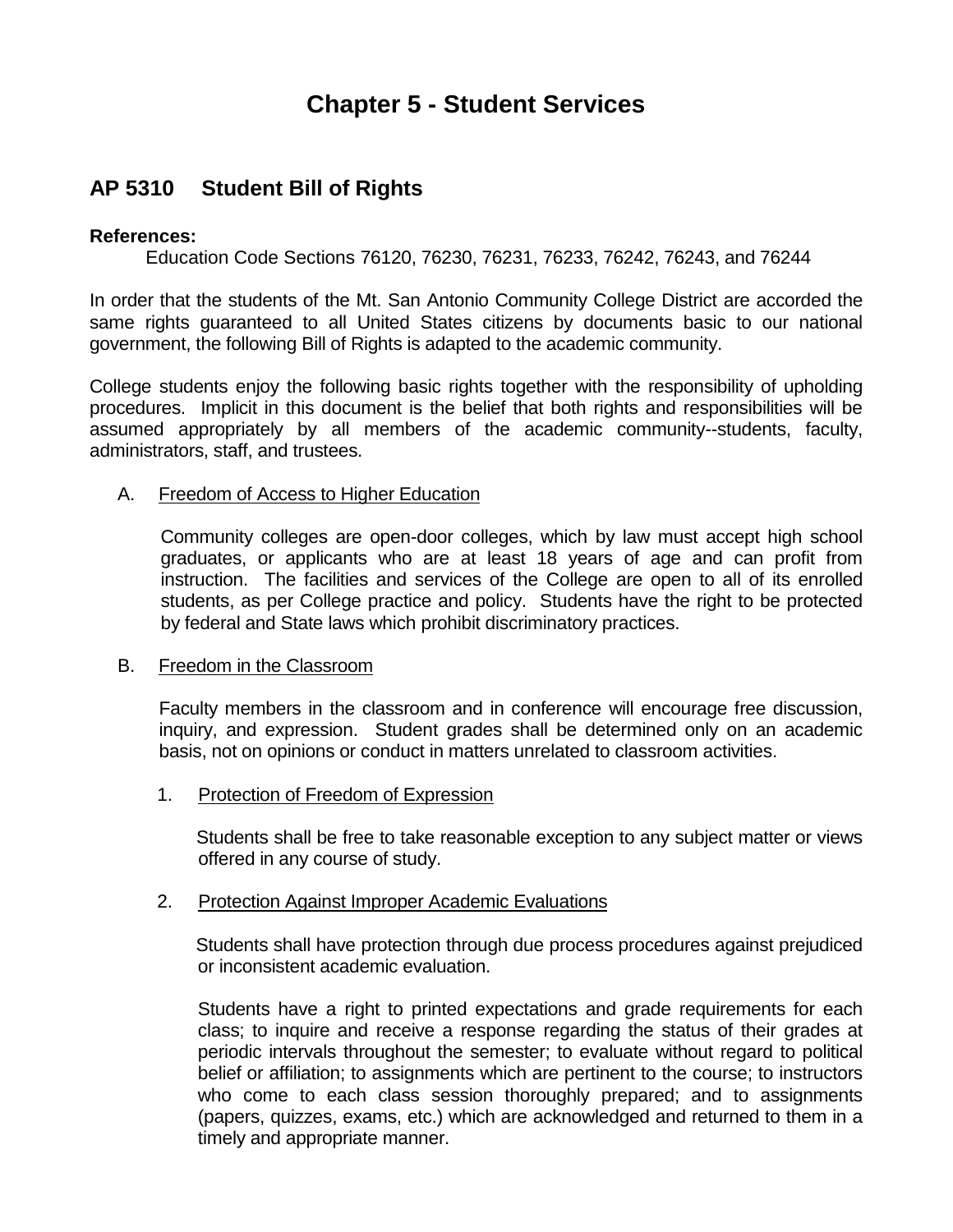# Chapter 5 - Student Services

## AP 5310 Student Bill of Rights

**References:**

Education Code Sections 76120, 76230, 76231, 76233, 76242, 76243, and 76244

In order that the students of the Mt. San Antonio Community College District are accorded the same rights guaranteed to all United States citizens by documents basic to our national government, the following Bill of Rights is adapted to the academic community.

College students enjoy the following basic rights together with the responsibility of upholding procedures. Implicit in this document is the belief that both rights and responsibilities will be assumed appropriately by all members of the academic community--students, faculty, administrators, staff, and trustees.

A. Freedom of Access to Higher Education

Community colleges are open-door colleges, which by law must accept high school graduates, or applicants who are at least 18 years of age and can profit from instruction. The facilities and services of the College are open to all of its enrolled students, as per College practice and policy. Students have the right to be protected by federal and State laws which prohibit discriminatory practices.

B. Freedom in the Classroom

Faculty members in the classroom and in conference will encourage free discussion, inquiry, and expression. Student grades shall be determined only on an academic basis, not on opinions or conduct in matters unrelated to classroom activities.

1. Protection of Freedom of Expression

Students shall be free to take reasonable exception to any subject matter or views offered in any course of study.

2. Protection Against Improper Academic Evaluations

Students shall have protection through due process procedures against prejudiced or inconsistent academic evaluation.

Students have a right to printed expectations and grade requirements for each class; to inquire and receive a response regarding the status of their grades at periodic intervals throughout the semester; to evaluate without regard to political belief or affiliation; to assignments which are pertinent to the course; to instructors who come to each class session thoroughly prepared; and to assignments (papers, quizzes, exams, etc.) which are acknowledged and returned to them in a timely and appropriate manner.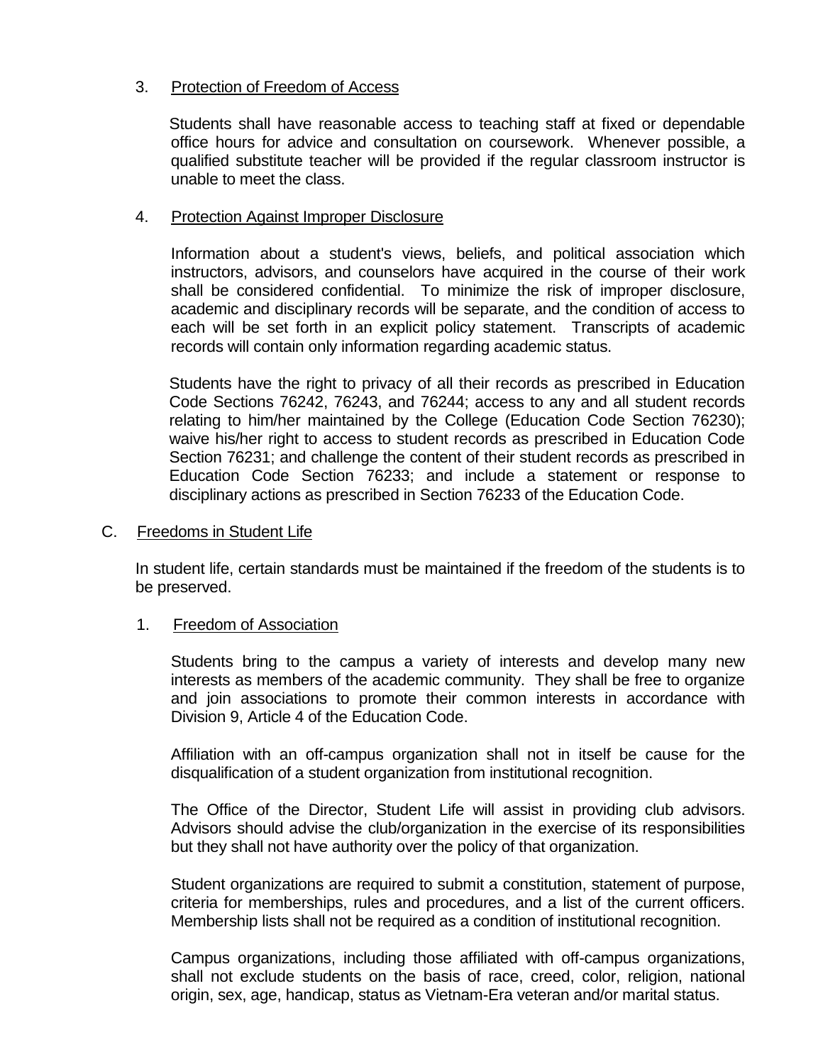3. Protection of Freedom of Access

Students shall have reasonable access to teaching staff at fixed or dependable office hours for advice and consultation on coursework. Whenever possible, a qualified substitute teacher will be provided if the regular classroom instructor is unable to meet the class.

4. Protection Against Improper Disclosure

Information about a student's views, beliefs, and political association which instructors, advisors, and counselors have acquired in the course of their work shall be considered confidential. To minimize the risk of improper disclosure, academic and disciplinary records will be separate, and the condition of access to each will be set forth in an explicit policy statement. Transcripts of academic records will contain only information regarding academic status.

Students have the right to privacy of all their records as prescribed in Education Code Sections 76242, 76243, and 76244; access to any and all student records relating to him/her maintained by the College (Education Code Section 76230); waive his/her right to access to student records as prescribed in Education Code Section 76231; and challenge the content of their student records as prescribed in Education Code Section 76233; and include a statement or response to disciplinary actions as prescribed in Section 76233 of the Education Code.

C. Freedoms in Student Life

In student life, certain standards must be maintained if the freedom of the students is to be preserved.

1. Freedom of Association

Students bring to the campus a variety of interests and develop many new interests as members of the academic community. They shall be free to organize and join associations to promote their common interests in accordance with Division 9, Article 4 of the Education Code.

Affiliation with an off-campus organization shall not in itself be cause for the disqualification of a student organization from institutional recognition.

The Office of the Director, Student Life will assist in providing club advisors. Advisors should advise the club/organization in the exercise of its responsibilities but they shall not have authority over the policy of that organization.

Student organizations are required to submit a constitution, statement of purpose, criteria for memberships, rules and procedures, and a list of the current officers. Membership lists shall not be required as a condition of institutional recognition.

Campus organizations, including those affiliated with off-campus organizations, shall not exclude students on the basis of race, creed, color, religion, national origin, sex, age, handicap, status as Vietnam-Era veteran and/or marital status.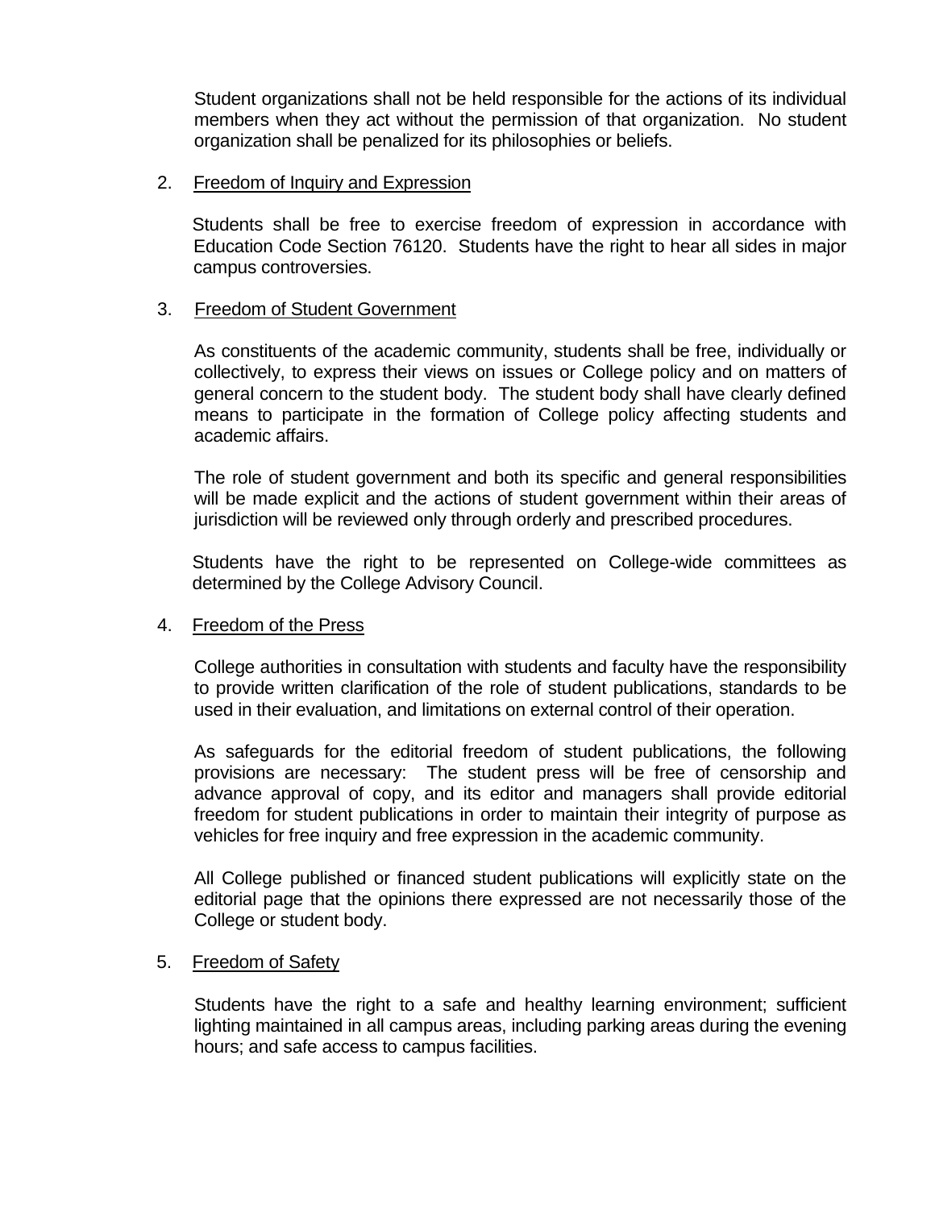Student organizations shall not be held responsible for the actions of its individual members when they act without the permission of that organization. No student organization shall be penalized for its philosophies or beliefs.

2. Freedom of Inquiry and Expression

   Students shall be free to exercise freedom of expression in accordance with Education Code Section 76120. Students have the right to hear all sides in major campus controversies.

3. Freedom of Student Government

   As constituents of the academic community, students shall be free, individually or collectively, to express their views on issues or College policy and on matters of general concern to the student body. The student body shall have clearly defined means to participate in the formation of College policy affecting students and academic affairs.

   The role of student government and both its specific and general responsibilities will be made explicit and the actions of student government within their areas of jurisdiction will be reviewed only through orderly and prescribed procedures.

   Students have the right to be represented on College-wide committees as determined by the College Advisory Council.

4. Freedom of the Press

   College authorities in consultation with students and faculty have the responsibility to provide written clarification of the role of student publications, standards to be used in their evaluation, and limitations on external control of their operation.

   As safeguards for the editorial freedom of student publications, the following provisions are necessary: The student press will be free of censorship and advance approval of copy, and its editor and managers shall provide editorial freedom for student publications in order to maintain their integrity of purpose as vehicles for free inquiry and free expression in the academic community.

   All College published or financed student publications will explicitly state on the editorial page that the opinions there expressed are not necessarily those of the College or student body.

5. Freedom of Safety

   Students have the right to a safe and healthy learning environment; sufficient lighting maintained in all campus areas, including parking areas during the evening hours; and safe access to campus facilities.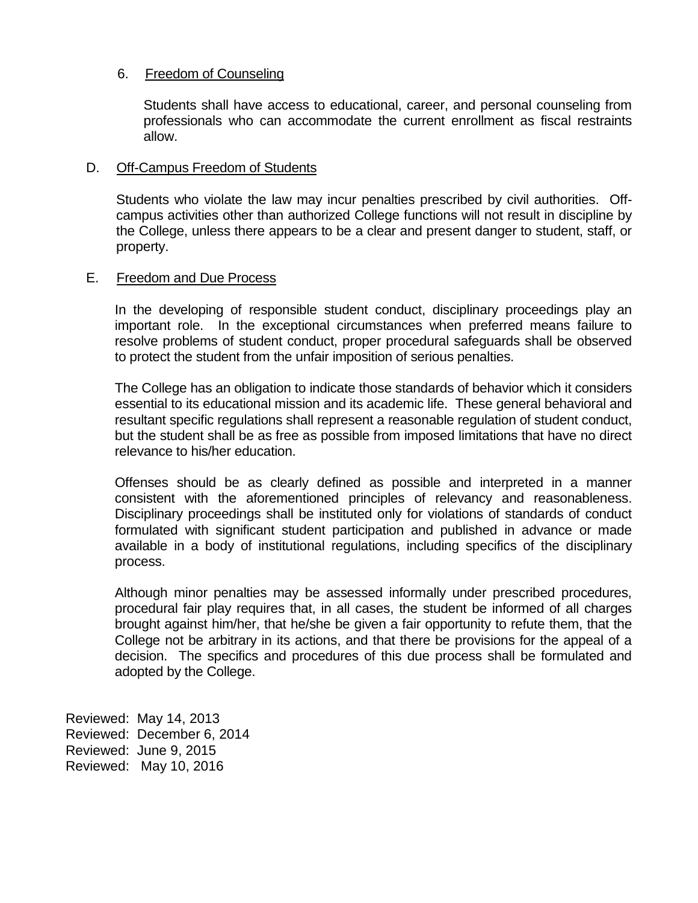6. Freedom of Counseling

   Students shall have access to educational, career, and personal counseling from professionals who can accommodate the current enrollment as fiscal restraints allow.

D. Off-Campus Freedom of Students

   Students who violate the law may incur penalties prescribed by civil authorities. Off-campus activities other than authorized College functions will not result in discipline by the College, unless there appears to be a clear and present danger to student, staff, or property.

E. Freedom and Due Process

   In the developing of responsible student conduct, disciplinary proceedings play an important role. In the exceptional circumstances when preferred means failure to resolve problems of student conduct, proper procedural safeguards shall be observed to protect the student from the unfair imposition of serious penalties.

   The College has an obligation to indicate those standards of behavior which it considers essential to its educational mission and its academic life. These general behavioral and resultant specific regulations shall represent a reasonable regulation of student conduct, but the student shall be as free as possible from imposed limitations that have no direct relevance to his/her education.

   Offenses should be as clearly defined as possible and interpreted in a manner consistent with the aforementioned principles of relevancy and reasonableness. Disciplinary proceedings shall be instituted only for violations of standards of conduct formulated with significant student participation and published in advance or made available in a body of institutional regulations, including specifics of the disciplinary process.

   Although minor penalties may be assessed informally under prescribed procedures, procedural fair play requires that, in all cases, the student be informed of all charges brought against him/her, that he/she be given a fair opportunity to refute them, that the College not be arbitrary in its actions, and that there be provisions for the appeal of a decision. The specifics and procedures of this due process shall be formulated and adopted by the College.

Reviewed: May 14, 2013
Reviewed: December 6, 2014
Reviewed: June 9, 2015
Reviewed: May 10, 2016